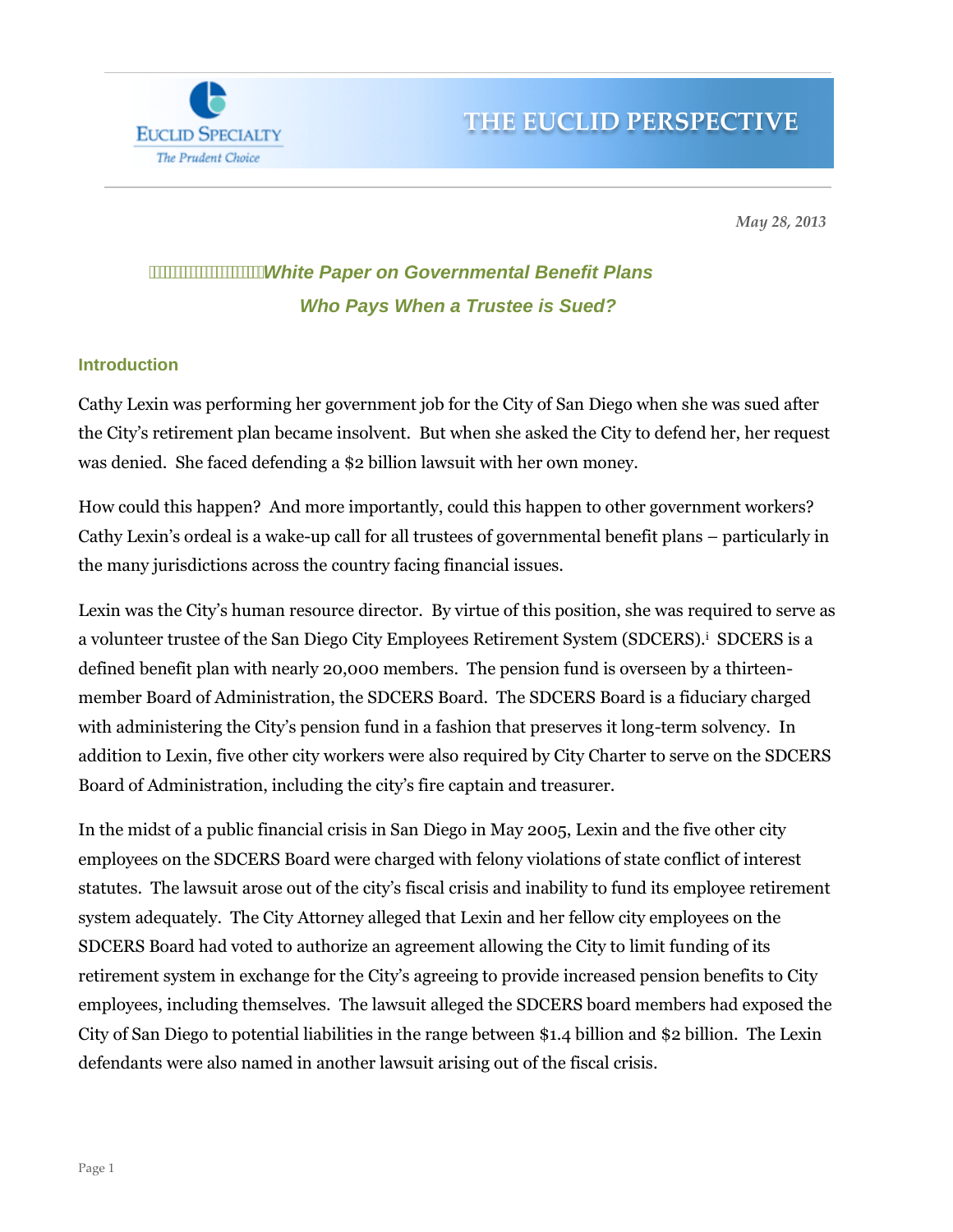EUCLID SPECIALTY
*The Prudent Choice*

# THE EUCLID PERSPECTIVE

*May 28, 2013*

## *White Paper on Governmental Benefit Plans*
## *Who Pays When a Trustee is Sued?*

### Introduction

Cathy Lexin was performing her government job for the City of San Diego when she was sued after the City's retirement plan became insolvent. But when she asked the City to defend her, her request was denied. She faced defending a $2 billion lawsuit with her own money.

How could this happen? And more importantly, could this happen to other government workers? Cathy Lexin's ordeal is a wake-up call for all trustees of governmental benefit plans – particularly in the many jurisdictions across the country facing financial issues.

Lexin was the City's human resource director. By virtue of this position, she was required to serve as a volunteer trustee of the San Diego City Employees Retirement System (SDCERS).[i] SDCERS is a defined benefit plan with nearly 20,000 members. The pension fund is overseen by a thirteen-member Board of Administration, the SDCERS Board. The SDCERS Board is a fiduciary charged with administering the City's pension fund in a fashion that preserves it long-term solvency. In addition to Lexin, five other city workers were also required by City Charter to serve on the SDCERS Board of Administration, including the city's fire captain and treasurer.

In the midst of a public financial crisis in San Diego in May 2005, Lexin and the five other city employees on the SDCERS Board were charged with felony violations of state conflict of interest statutes. The lawsuit arose out of the city's fiscal crisis and inability to fund its employee retirement system adequately. The City Attorney alleged that Lexin and her fellow city employees on the SDCERS Board had voted to authorize an agreement allowing the City to limit funding of its retirement system in exchange for the City's agreeing to provide increased pension benefits to City employees, including themselves. The lawsuit alleged the SDCERS board members had exposed the City of San Diego to potential liabilities in the range between $1.4 billion and $2 billion. The Lexin defendants were also named in another lawsuit arising out of the fiscal crisis.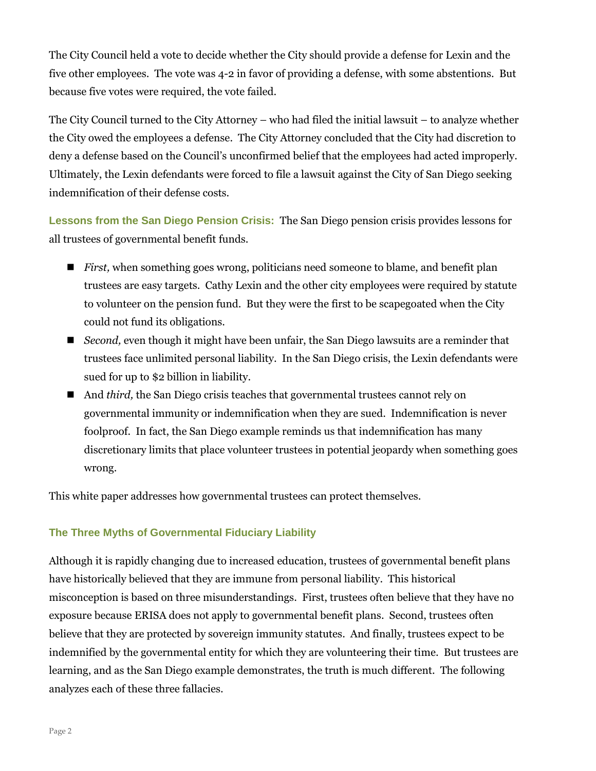The City Council held a vote to decide whether the City should provide a defense for Lexin and the five other employees. The vote was 4-2 in favor of providing a defense, with some abstentions. But because five votes were required, the vote failed.

The City Council turned to the City Attorney – who had filed the initial lawsuit – to analyze whether the City owed the employees a defense. The City Attorney concluded that the City had discretion to deny a defense based on the Council's unconfirmed belief that the employees had acted improperly. Ultimately, the Lexin defendants were forced to file a lawsuit against the City of San Diego seeking indemnification of their defense costs.

**Lessons from the San Diego Pension Crisis:** The San Diego pension crisis provides lessons for all trustees of governmental benefit funds.

- *First,* when something goes wrong, politicians need someone to blame, and benefit plan trustees are easy targets. Cathy Lexin and the other city employees were required by statute to volunteer on the pension fund. But they were the first to be scapegoated when the City could not fund its obligations.
- *Second,* even though it might have been unfair, the San Diego lawsuits are a reminder that trustees face unlimited personal liability. In the San Diego crisis, the Lexin defendants were sued for up to $2 billion in liability.
- And *third,* the San Diego crisis teaches that governmental trustees cannot rely on governmental immunity or indemnification when they are sued. Indemnification is never foolproof. In fact, the San Diego example reminds us that indemnification has many discretionary limits that place volunteer trustees in potential jeopardy when something goes wrong.

This white paper addresses how governmental trustees can protect themselves.

## The Three Myths of Governmental Fiduciary Liability

Although it is rapidly changing due to increased education, trustees of governmental benefit plans have historically believed that they are immune from personal liability. This historical misconception is based on three misunderstandings. First, trustees often believe that they have no exposure because ERISA does not apply to governmental benefit plans. Second, trustees often believe that they are protected by sovereign immunity statutes. And finally, trustees expect to be indemnified by the governmental entity for which they are volunteering their time. But trustees are learning, and as the San Diego example demonstrates, the truth is much different. The following analyzes each of these three fallacies.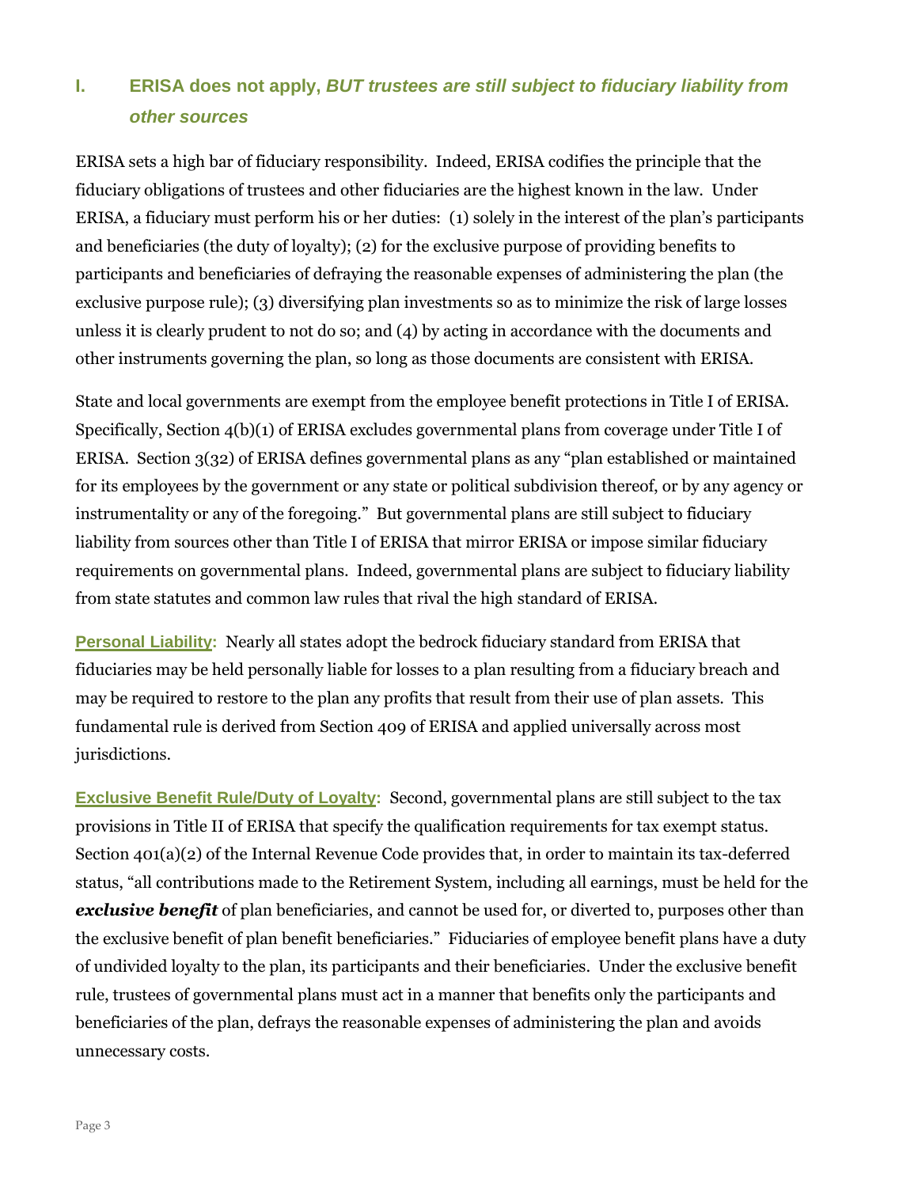## I. ERISA does not apply, *BUT trustees are still subject to fiduciary liability from other sources*

ERISA sets a high bar of fiduciary responsibility. Indeed, ERISA codifies the principle that the fiduciary obligations of trustees and other fiduciaries are the highest known in the law. Under ERISA, a fiduciary must perform his or her duties: (1) solely in the interest of the plan's participants and beneficiaries (the duty of loyalty); (2) for the exclusive purpose of providing benefits to participants and beneficiaries of defraying the reasonable expenses of administering the plan (the exclusive purpose rule); (3) diversifying plan investments so as to minimize the risk of large losses unless it is clearly prudent to not do so; and (4) by acting in accordance with the documents and other instruments governing the plan, so long as those documents are consistent with ERISA.

State and local governments are exempt from the employee benefit protections in Title I of ERISA. Specifically, Section 4(b)(1) of ERISA excludes governmental plans from coverage under Title I of ERISA. Section 3(32) of ERISA defines governmental plans as any "plan established or maintained for its employees by the government or any state or political subdivision thereof, or by any agency or instrumentality or any of the foregoing." But governmental plans are still subject to fiduciary liability from sources other than Title I of ERISA that mirror ERISA or impose similar fiduciary requirements on governmental plans. Indeed, governmental plans are subject to fiduciary liability from state statutes and common law rules that rival the high standard of ERISA.

**Personal Liability:** Nearly all states adopt the bedrock fiduciary standard from ERISA that fiduciaries may be held personally liable for losses to a plan resulting from a fiduciary breach and may be required to restore to the plan any profits that result from their use of plan assets. This fundamental rule is derived from Section 409 of ERISA and applied universally across most jurisdictions.

**Exclusive Benefit Rule/Duty of Loyalty:** Second, governmental plans are still subject to the tax provisions in Title II of ERISA that specify the qualification requirements for tax exempt status. Section 401(a)(2) of the Internal Revenue Code provides that, in order to maintain its tax-deferred status, "all contributions made to the Retirement System, including all earnings, must be held for the ***exclusive benefit*** of plan beneficiaries, and cannot be used for, or diverted to, purposes other than the exclusive benefit of plan benefit beneficiaries." Fiduciaries of employee benefit plans have a duty of undivided loyalty to the plan, its participants and their beneficiaries. Under the exclusive benefit rule, trustees of governmental plans must act in a manner that benefits only the participants and beneficiaries of the plan, defrays the reasonable expenses of administering the plan and avoids unnecessary costs.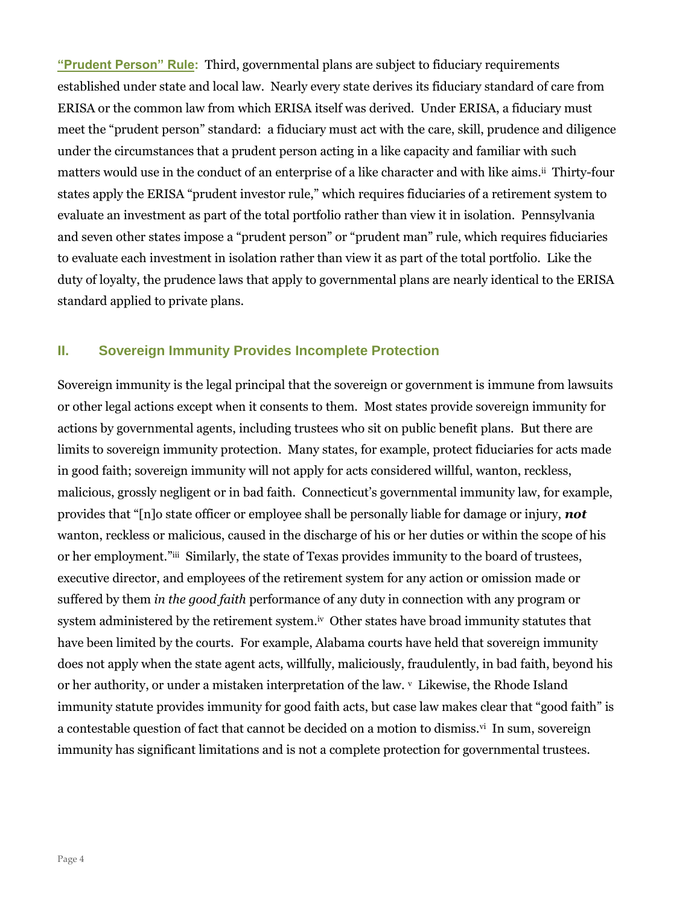**"Prudent Person" Rule:** Third, governmental plans are subject to fiduciary requirements established under state and local law. Nearly every state derives its fiduciary standard of care from ERISA or the common law from which ERISA itself was derived. Under ERISA, a fiduciary must meet the "prudent person" standard: a fiduciary must act with the care, skill, prudence and diligence under the circumstances that a prudent person acting in a like capacity and familiar with such matters would use in the conduct of an enterprise of a like character and with like aims.[ii] Thirty-four states apply the ERISA "prudent investor rule," which requires fiduciaries of a retirement system to evaluate an investment as part of the total portfolio rather than view it in isolation. Pennsylvania and seven other states impose a "prudent person" or "prudent man" rule, which requires fiduciaries to evaluate each investment in isolation rather than view it as part of the total portfolio. Like the duty of loyalty, the prudence laws that apply to governmental plans are nearly identical to the ERISA standard applied to private plans.

## II. Sovereign Immunity Provides Incomplete Protection

Sovereign immunity is the legal principal that the sovereign or government is immune from lawsuits or other legal actions except when it consents to them. Most states provide sovereign immunity for actions by governmental agents, including trustees who sit on public benefit plans. But there are limits to sovereign immunity protection. Many states, for example, protect fiduciaries for acts made in good faith; sovereign immunity will not apply for acts considered willful, wanton, reckless, malicious, grossly negligent or in bad faith. Connecticut's governmental immunity law, for example, provides that "[n]o state officer or employee shall be personally liable for damage or injury, ***not*** wanton, reckless or malicious, caused in the discharge of his or her duties or within the scope of his or her employment."[iii] Similarly, the state of Texas provides immunity to the board of trustees, executive director, and employees of the retirement system for any action or omission made or suffered by them *in the good faith* performance of any duty in connection with any program or system administered by the retirement system.[iv] Other states have broad immunity statutes that have been limited by the courts. For example, Alabama courts have held that sovereign immunity does not apply when the state agent acts, willfully, maliciously, fraudulently, in bad faith, beyond his or her authority, or under a mistaken interpretation of the law. [v] Likewise, the Rhode Island immunity statute provides immunity for good faith acts, but case law makes clear that "good faith" is a contestable question of fact that cannot be decided on a motion to dismiss.[vi] In sum, sovereign immunity has significant limitations and is not a complete protection for governmental trustees.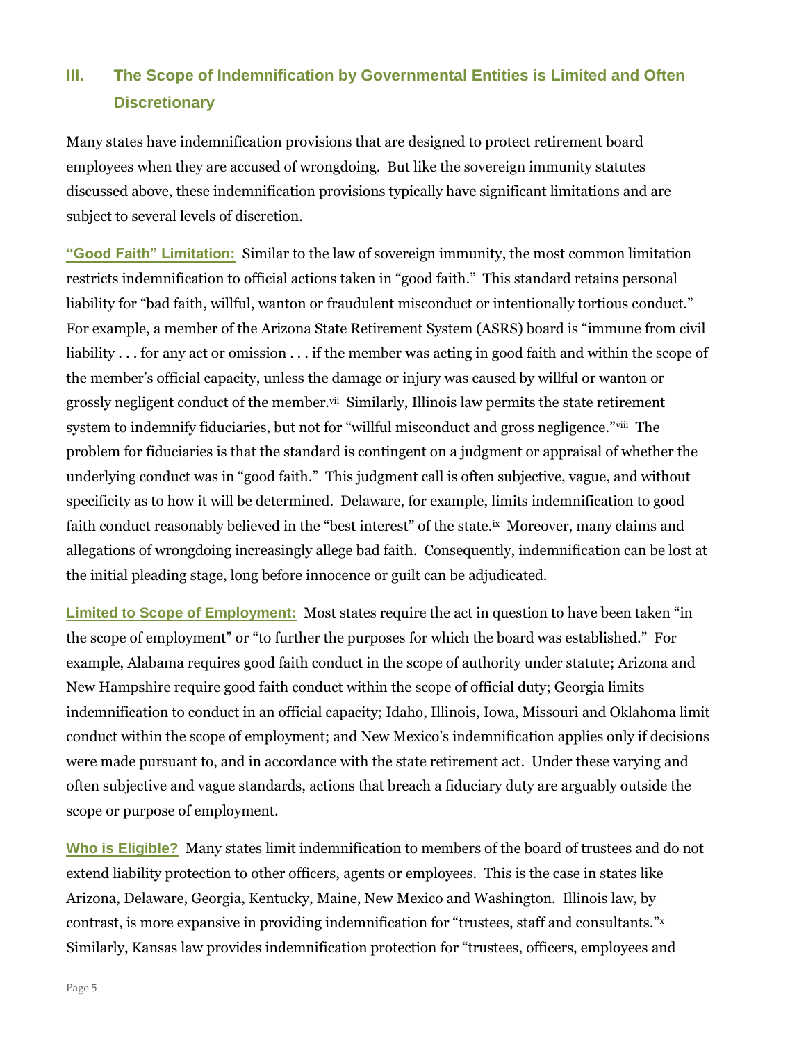## III. The Scope of Indemnification by Governmental Entities is Limited and Often Discretionary

Many states have indemnification provisions that are designed to protect retirement board employees when they are accused of wrongdoing. But like the sovereign immunity statutes discussed above, these indemnification provisions typically have significant limitations and are subject to several levels of discretion.

**"Good Faith" Limitation:** Similar to the law of sovereign immunity, the most common limitation restricts indemnification to official actions taken in "good faith." This standard retains personal liability for "bad faith, willful, wanton or fraudulent misconduct or intentionally tortious conduct." For example, a member of the Arizona State Retirement System (ASRS) board is "immune from civil liability . . . for any act or omission . . . if the member was acting in good faith and within the scope of the member's official capacity, unless the damage or injury was caused by willful or wanton or grossly negligent conduct of the member.[vii] Similarly, Illinois law permits the state retirement system to indemnify fiduciaries, but not for "willful misconduct and gross negligence."[viii] The problem for fiduciaries is that the standard is contingent on a judgment or appraisal of whether the underlying conduct was in "good faith." This judgment call is often subjective, vague, and without specificity as to how it will be determined. Delaware, for example, limits indemnification to good faith conduct reasonably believed in the "best interest" of the state.[ix] Moreover, many claims and allegations of wrongdoing increasingly allege bad faith. Consequently, indemnification can be lost at the initial pleading stage, long before innocence or guilt can be adjudicated.

**Limited to Scope of Employment:** Most states require the act in question to have been taken "in the scope of employment" or "to further the purposes for which the board was established." For example, Alabama requires good faith conduct in the scope of authority under statute; Arizona and New Hampshire require good faith conduct within the scope of official duty; Georgia limits indemnification to conduct in an official capacity; Idaho, Illinois, Iowa, Missouri and Oklahoma limit conduct within the scope of employment; and New Mexico's indemnification applies only if decisions were made pursuant to, and in accordance with the state retirement act. Under these varying and often subjective and vague standards, actions that breach a fiduciary duty are arguably outside the scope or purpose of employment.

**Who is Eligible?** Many states limit indemnification to members of the board of trustees and do not extend liability protection to other officers, agents or employees. This is the case in states like Arizona, Delaware, Georgia, Kentucky, Maine, New Mexico and Washington. Illinois law, by contrast, is more expansive in providing indemnification for "trustees, staff and consultants."[x] Similarly, Kansas law provides indemnification protection for "trustees, officers, employees and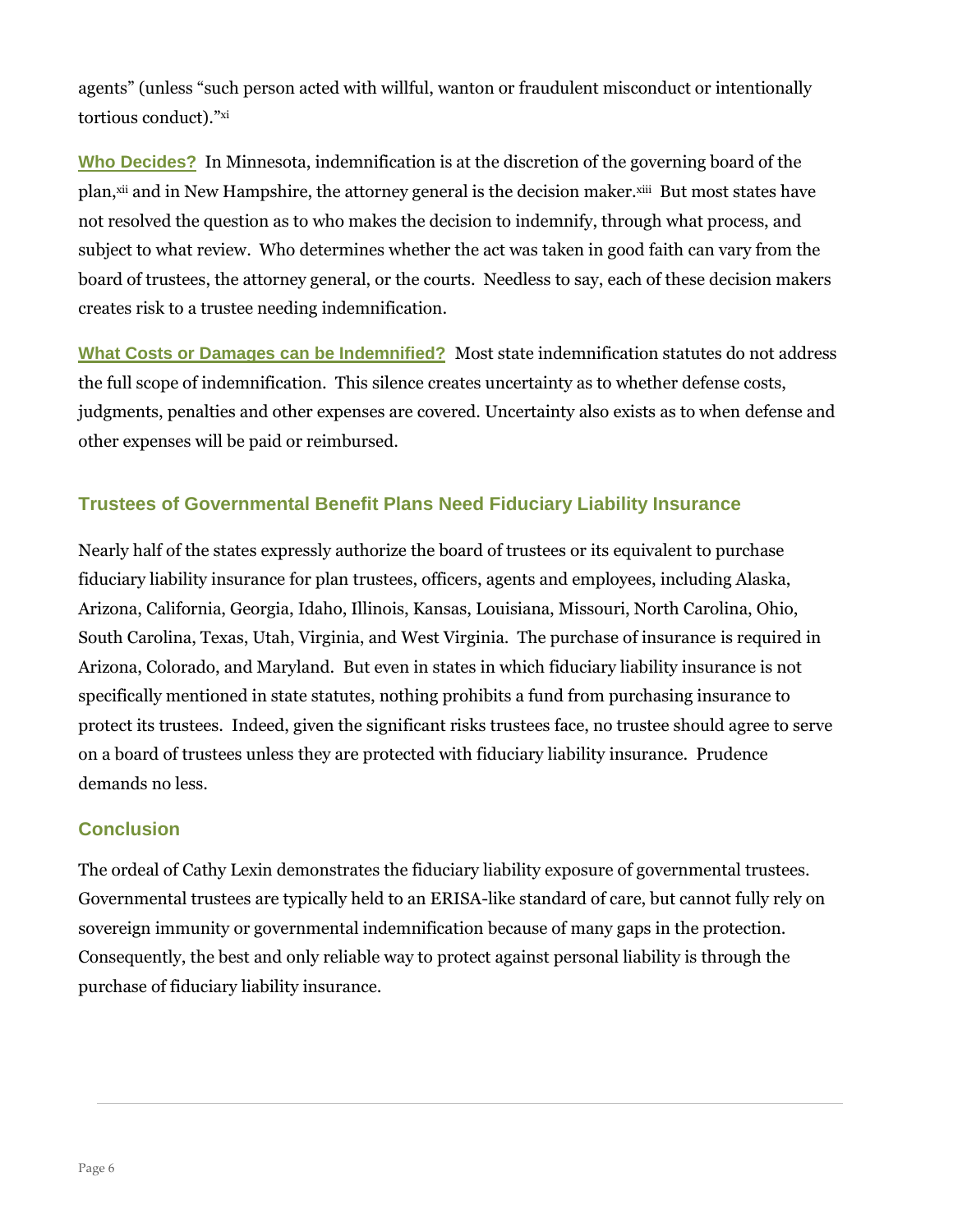agents" (unless "such person acted with willful, wanton or fraudulent misconduct or intentionally tortious conduct)."[xi]

**Who Decides?** In Minnesota, indemnification is at the discretion of the governing board of the plan,[xii] and in New Hampshire, the attorney general is the decision maker.[xiii] But most states have not resolved the question as to who makes the decision to indemnify, through what process, and subject to what review. Who determines whether the act was taken in good faith can vary from the board of trustees, the attorney general, or the courts. Needless to say, each of these decision makers creates risk to a trustee needing indemnification.

**What Costs or Damages can be Indemnified?** Most state indemnification statutes do not address the full scope of indemnification. This silence creates uncertainty as to whether defense costs, judgments, penalties and other expenses are covered. Uncertainty also exists as to when defense and other expenses will be paid or reimbursed.

## Trustees of Governmental Benefit Plans Need Fiduciary Liability Insurance

Nearly half of the states expressly authorize the board of trustees or its equivalent to purchase fiduciary liability insurance for plan trustees, officers, agents and employees, including Alaska, Arizona, California, Georgia, Idaho, Illinois, Kansas, Louisiana, Missouri, North Carolina, Ohio, South Carolina, Texas, Utah, Virginia, and West Virginia. The purchase of insurance is required in Arizona, Colorado, and Maryland. But even in states in which fiduciary liability insurance is not specifically mentioned in state statutes, nothing prohibits a fund from purchasing insurance to protect its trustees. Indeed, given the significant risks trustees face, no trustee should agree to serve on a board of trustees unless they are protected with fiduciary liability insurance. Prudence demands no less.

## Conclusion

The ordeal of Cathy Lexin demonstrates the fiduciary liability exposure of governmental trustees. Governmental trustees are typically held to an ERISA-like standard of care, but cannot fully rely on sovereign immunity or governmental indemnification because of many gaps in the protection. Consequently, the best and only reliable way to protect against personal liability is through the purchase of fiduciary liability insurance.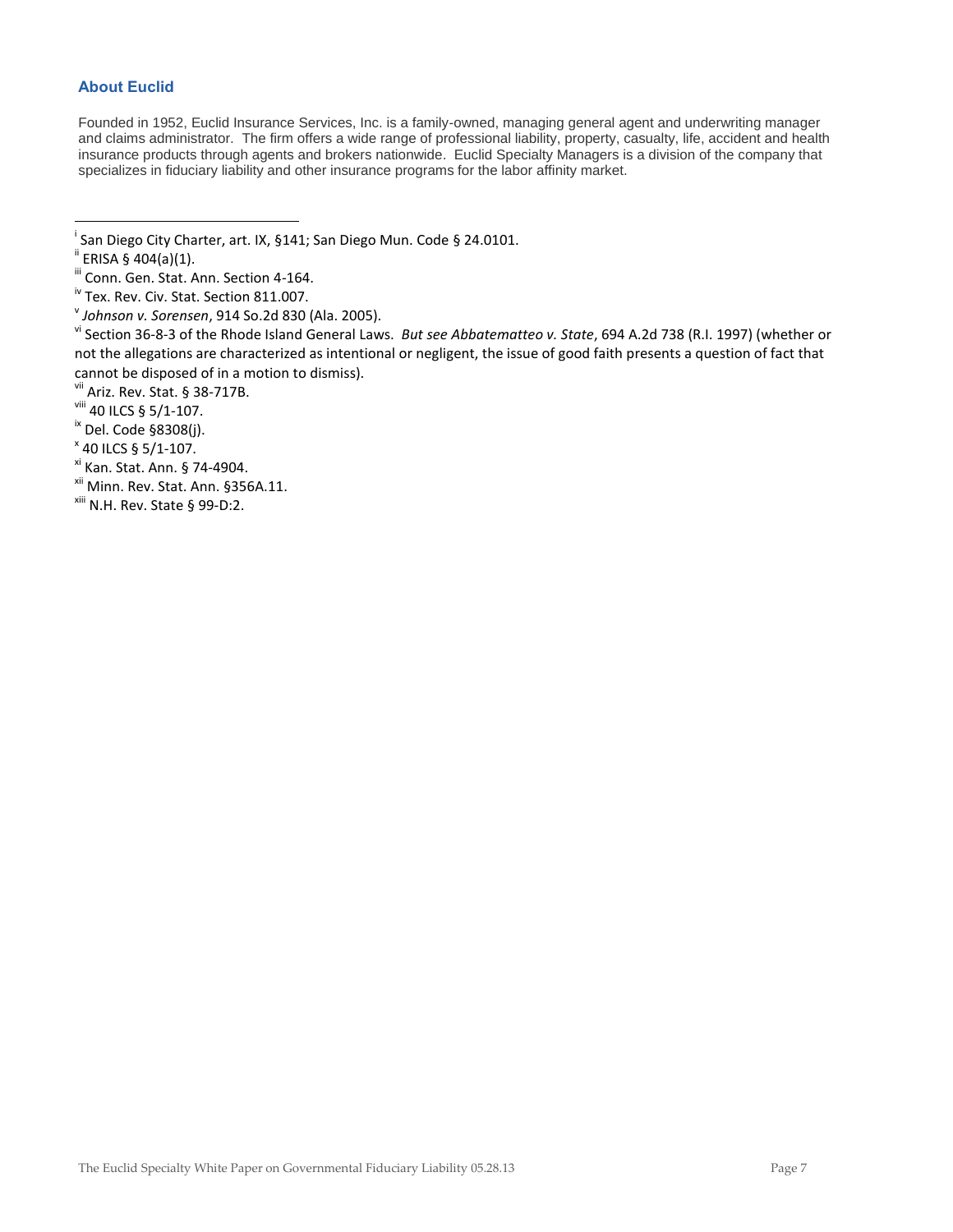### About Euclid

Founded in 1952, Euclid Insurance Services, Inc. is a family-owned, managing general agent and underwriting manager and claims administrator. The firm offers a wide range of professional liability, property, casualty, life, accident and health insurance products through agents and brokers nationwide. Euclid Specialty Managers is a division of the company that specializes in fiduciary liability and other insurance programs for the labor affinity market.

---

[i] San Diego City Charter, art. IX, §141; San Diego Mun. Code § 24.0101.

[ii] ERISA § 404(a)(1).

[iii] Conn. Gen. Stat. Ann. Section 4-164.

[iv] Tex. Rev. Civ. Stat. Section 811.007.

[v] *Johnson v. Sorensen*, 914 So.2d 830 (Ala. 2005).

[vi] Section 36-8-3 of the Rhode Island General Laws. *But see Abbatematteo v. State*, 694 A.2d 738 (R.I. 1997) (whether or not the allegations are characterized as intentional or negligent, the issue of good faith presents a question of fact that cannot be disposed of in a motion to dismiss).

[vii] Ariz. Rev. Stat. § 38-717B.

[viii] 40 ILCS § 5/1-107.

[ix] Del. Code §8308(j).

[x] 40 ILCS § 5/1-107.

[xi] Kan. Stat. Ann. § 74-4904.

[xii] Minn. Rev. Stat. Ann. §356A.11.

[xiii] N.H. Rev. State § 99-D:2.